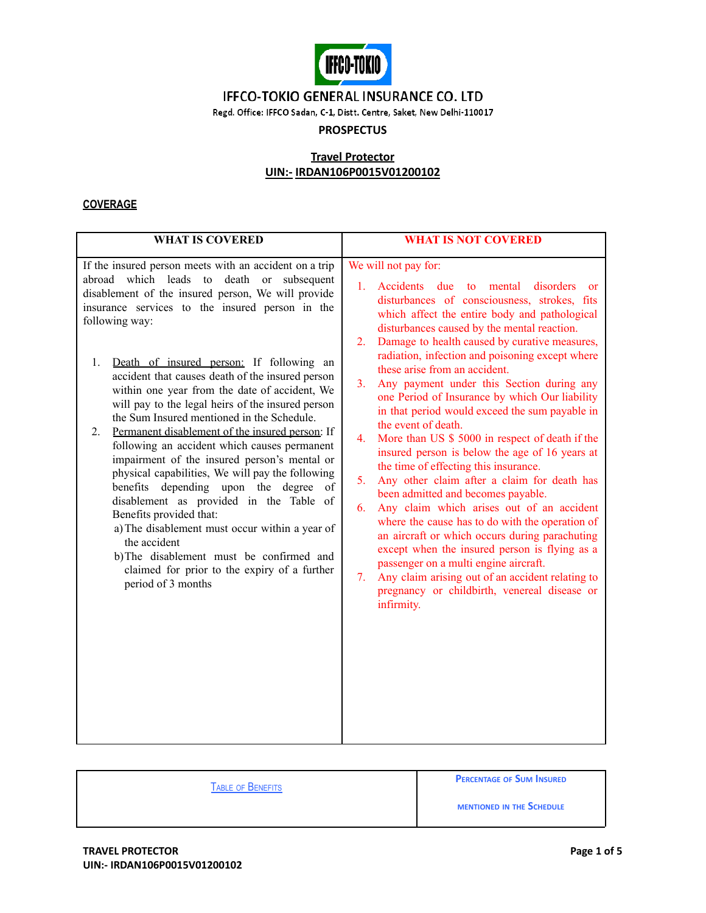# IFFCO-TOKIO GENERAL INSURANCE CO. LTD

Regd. Office: IFFCO Sadan, C-1, Distt. Centre, Saket, New Delhi-110017

**PROSPECTUS**

**Travel Protector**
**UIN:- IRDAN106P0015V01200102**

## COVERAGE

| WHAT IS COVERED | WHAT IS NOT COVERED |
|---|---|
| If the insured person meets with an accident on a trip abroad which leads to death or subsequent disablement of the insured person, We will provide insurance services to the insured person in the following way:<br><br>1. Death of insured person: If following an accident that causes death of the insured person within one year from the date of accident, We will pay to the legal heirs of the insured person the Sum Insured mentioned in the Schedule.<br>2. Permanent disablement of the insured person: If following an accident which causes permanent impairment of the insured person's mental or physical capabilities, We will pay the following benefits depending upon the degree of disablement as provided in the Table of Benefits provided that:<br>a) The disablement must occur within a year of the accident<br>b) The disablement must be confirmed and claimed for prior to the expiry of a further period of 3 months | We will not pay for:<br><br>1. Accidents due to mental disorders or disturbances of consciousness, strokes, fits which affect the entire body and pathological disturbances caused by the mental reaction.<br>2. Damage to health caused by curative measures, radiation, infection and poisoning except where these arise from an accident.<br>3. Any payment under this Section during any one Period of Insurance by which Our liability in that period would exceed the sum payable in the event of death.<br>4. More than US $ 5000 in respect of death if the insured person is below the age of 16 years at the time of effecting this insurance.<br>5. Any other claim after a claim for death has been admitted and becomes payable.<br>6. Any claim which arises out of an accident where the cause has to do with the operation of an aircraft or which occurs during parachuting except when the insured person is flying as a passenger on a multi engine aircraft.<br>7. Any claim arising out of an accident relating to pregnancy or childbirth, venereal disease or infirmity. |

| TABLE OF BENEFITS | PERCENTAGE OF SUM INSURED MENTIONED IN THE SCHEDULE |
|---|---|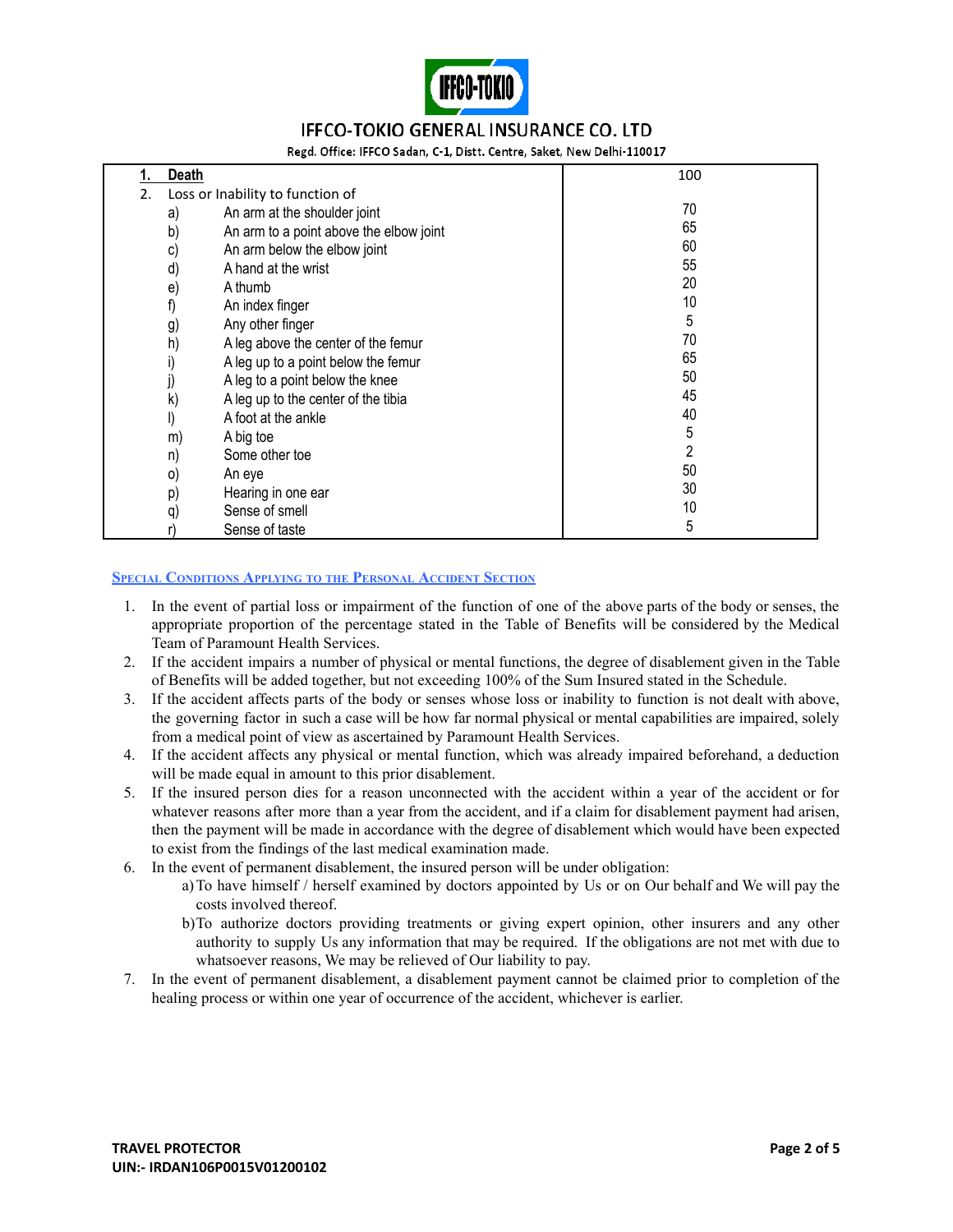| | | |
|---|---|---|
| **1.** | **Death** | 100 |
| 2. | Loss or Inability to function of | |
| a) | An arm at the shoulder joint | 70 |
| b) | An arm to a point above the elbow joint | 65 |
| c) | An arm below the elbow joint | 60 |
| d) | A hand at the wrist | 55 |
| e) | A thumb | 20 |
| f) | An index finger | 10 |
| g) | Any other finger | 5 |
| h) | A leg above the center of the femur | 70 |
| i) | A leg up to a point below the femur | 65 |
| j) | A leg to a point below the knee | 50 |
| k) | A leg up to the center of the tibia | 45 |
| l) | A foot at the ankle | 40 |
| m) | A big toe | 5 |
| n) | Some other toe | 2 |
| o) | An eye | 50 |
| p) | Hearing in one ear | 30 |
| q) | Sense of smell | 10 |
| r) | Sense of taste | 5 |

## Special Conditions Applying to the Personal Accident Section

1. In the event of partial loss or impairment of the function of one of the above parts of the body or senses, the appropriate proportion of the percentage stated in the Table of Benefits will be considered by the Medical Team of Paramount Health Services.
2. If the accident impairs a number of physical or mental functions, the degree of disablement given in the Table of Benefits will be added together, but not exceeding 100% of the Sum Insured stated in the Schedule.
3. If the accident affects parts of the body or senses whose loss or inability to function is not dealt with above, the governing factor in such a case will be how far normal physical or mental capabilities are impaired, solely from a medical point of view as ascertained by Paramount Health Services.
4. If the accident affects any physical or mental function, which was already impaired beforehand, a deduction will be made equal in amount to this prior disablement.
5. If the insured person dies for a reason unconnected with the accident within a year of the accident or for whatever reasons after more than a year from the accident, and if a claim for disablement payment had arisen, then the payment will be made in accordance with the degree of disablement which would have been expected to exist from the findings of the last medical examination made.
6. In the event of permanent disablement, the insured person will be under obligation:
   a) To have himself / herself examined by doctors appointed by Us or on Our behalf and We will pay the costs involved thereof.
   b) To authorize doctors providing treatments or giving expert opinion, other insurers and any other authority to supply Us any information that may be required. If the obligations are not met with due to whatsoever reasons, We may be relieved of Our liability to pay.
7. In the event of permanent disablement, a disablement payment cannot be claimed prior to completion of the healing process or within one year of occurrence of the accident, whichever is earlier.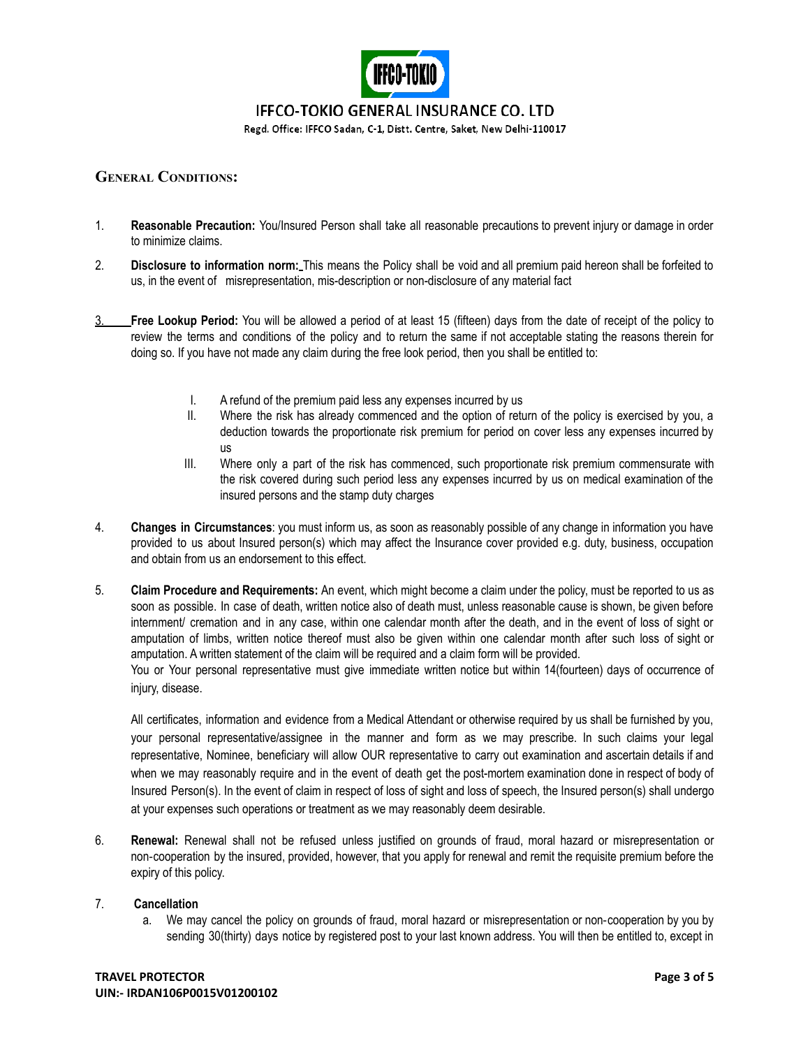## General Conditions:

1. **Reasonable Precaution:** You/Insured Person shall take all reasonable precautions to prevent injury or damage in order to minimize claims.

2. **Disclosure to information norm:** This means the Policy shall be void and all premium paid hereon shall be forfeited to us, in the event of misrepresentation, mis-description or non-disclosure of any material fact

3. **Free Lookup Period:** You will be allowed a period of at least 15 (fifteen) days from the date of receipt of the policy to review the terms and conditions of the policy and to return the same if not acceptable stating the reasons therein for doing so. If you have not made any claim during the free look period, then you shall be entitled to:

   I. A refund of the premium paid less any expenses incurred by us
   II. Where the risk has already commenced and the option of return of the policy is exercised by you, a deduction towards the proportionate risk premium for period on cover less any expenses incurred by us
   III. Where only a part of the risk has commenced, such proportionate risk premium commensurate with the risk covered during such period less any expenses incurred by us on medical examination of the insured persons and the stamp duty charges

4. **Changes in Circumstances**: you must inform us, as soon as reasonably possible of any change in information you have provided to us about Insured person(s) which may affect the Insurance cover provided e.g. duty, business, occupation and obtain from us an endorsement to this effect.

5. **Claim Procedure and Requirements:** An event, which might become a claim under the policy, must be reported to us as soon as possible. In case of death, written notice also of death must, unless reasonable cause is shown, be given before internment/ cremation and in any case, within one calendar month after the death, and in the event of loss of sight or amputation of limbs, written notice thereof must also be given within one calendar month after such loss of sight or amputation. A written statement of the claim will be required and a claim form will be provided.
   You or Your personal representative must give immediate written notice but within 14(fourteen) days of occurrence of injury, disease.

   All certificates, information and evidence from a Medical Attendant or otherwise required by us shall be furnished by you, your personal representative/assignee in the manner and form as we may prescribe. In such claims your legal representative, Nominee, beneficiary will allow OUR representative to carry out examination and ascertain details if and when we may reasonably require and in the event of death get the post-mortem examination done in respect of body of Insured Person(s). In the event of claim in respect of loss of sight and loss of speech, the Insured person(s) shall undergo at your expenses such operations or treatment as we may reasonably deem desirable.

6. **Renewal:** Renewal shall not be refused unless justified on grounds of fraud, moral hazard or misrepresentation or non-cooperation by the insured, provided, however, that you apply for renewal and remit the requisite premium before the expiry of this policy.

7. **Cancellation**
   a. We may cancel the policy on grounds of fraud, moral hazard or misrepresentation or non-cooperation by you by sending 30(thirty) days notice by registered post to your last known address. You will then be entitled to, except in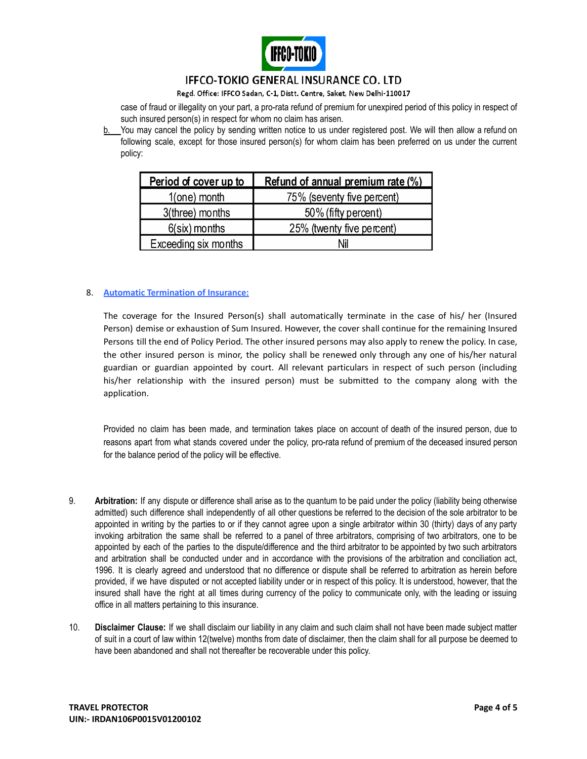case of fraud or illegality on your part, a pro-rata refund of premium for unexpired period of this policy in respect of such insured person(s) in respect for whom no claim has arisen.

b. You may cancel the policy by sending written notice to us under registered post. We will then allow a refund on following scale, except for those insured person(s) for whom claim has been preferred on us under the current policy:

| Period of cover up to | Refund of annual premium rate (%) |
|---|---|
| 1(one) month | 75% (seventy five percent) |
| 3(three) months | 50% (fifty percent) |
| 6(six) months | 25% (twenty five percent) |
| Exceeding six months | Nil |

8. **Automatic Termination of Insurance:**

The coverage for the Insured Person(s) shall automatically terminate in the case of his/ her (Insured Person) demise or exhaustion of Sum Insured. However, the cover shall continue for the remaining Insured Persons till the end of Policy Period. The other insured persons may also apply to renew the policy. In case, the other insured person is minor, the policy shall be renewed only through any one of his/her natural guardian or guardian appointed by court. All relevant particulars in respect of such person (including his/her relationship with the insured person) must be submitted to the company along with the application.

Provided no claim has been made, and termination takes place on account of death of the insured person, due to reasons apart from what stands covered under the policy, pro-rata refund of premium of the deceased insured person for the balance period of the policy will be effective.

9. **Arbitration:** If any dispute or difference shall arise as to the quantum to be paid under the policy (liability being otherwise admitted) such difference shall independently of all other questions be referred to the decision of the sole arbitrator to be appointed in writing by the parties to or if they cannot agree upon a single arbitrator within 30 (thirty) days of any party invoking arbitration the same shall be referred to a panel of three arbitrators, comprising of two arbitrators, one to be appointed by each of the parties to the dispute/difference and the third arbitrator to be appointed by two such arbitrators and arbitration shall be conducted under and in accordance with the provisions of the arbitration and conciliation act, 1996. It is clearly agreed and understood that no difference or dispute shall be referred to arbitration as herein before provided, if we have disputed or not accepted liability under or in respect of this policy. It is understood, however, that the insured shall have the right at all times during currency of the policy to communicate only, with the leading or issuing office in all matters pertaining to this insurance.

10. **Disclaimer Clause:** If we shall disclaim our liability in any claim and such claim shall not have been made subject matter of suit in a court of law within 12(twelve) months from date of disclaimer, then the claim shall for all purpose be deemed to have been abandoned and shall not thereafter be recoverable under this policy.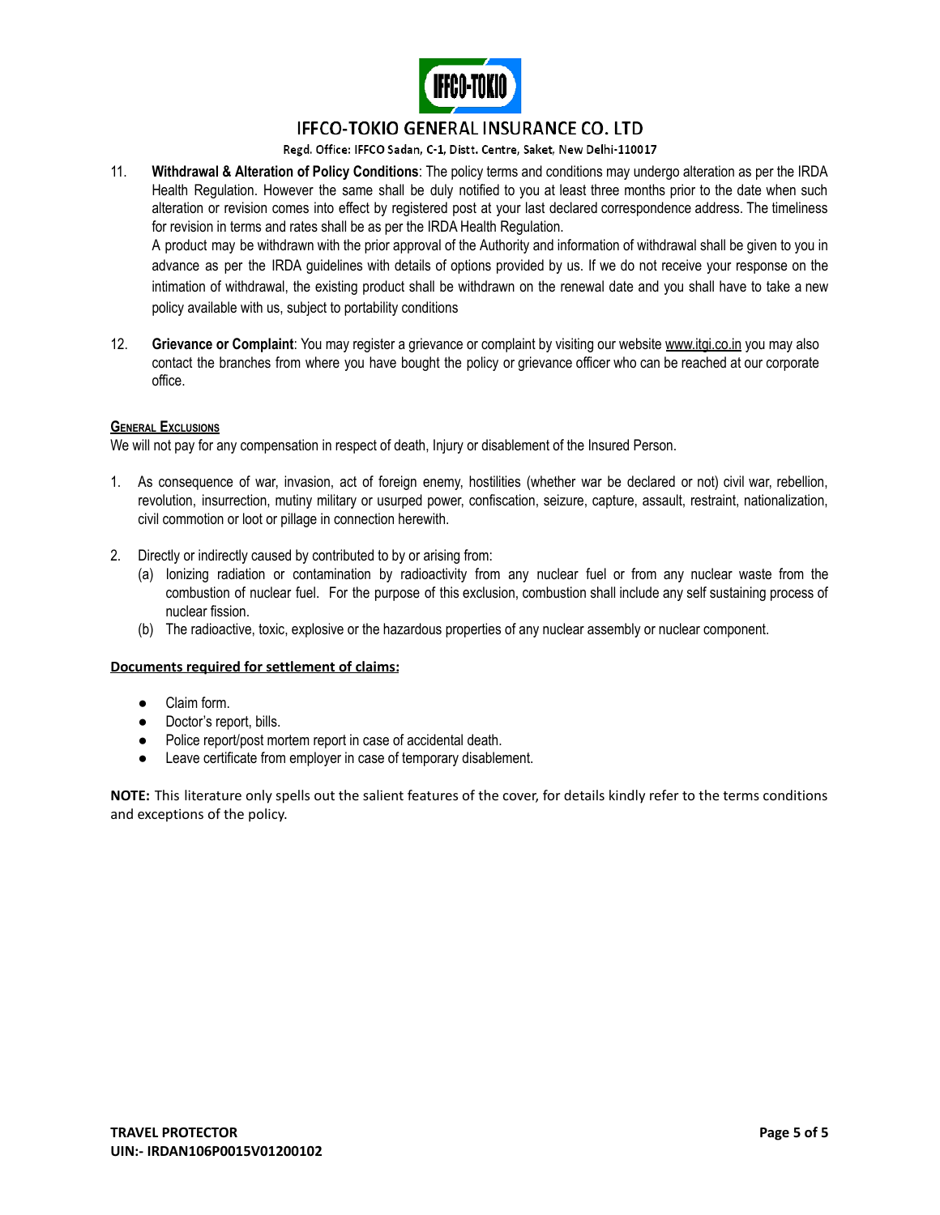11. **Withdrawal & Alteration of Policy Conditions**: The policy terms and conditions may undergo alteration as per the IRDA Health Regulation. However the same shall be duly notified to you at least three months prior to the date when such alteration or revision comes into effect by registered post at your last declared correspondence address. The timeliness for revision in terms and rates shall be as per the IRDA Health Regulation.

    A product may be withdrawn with the prior approval of the Authority and information of withdrawal shall be given to you in advance as per the IRDA guidelines with details of options provided by us. If we do not receive your response on the intimation of withdrawal, the existing product shall be withdrawn on the renewal date and you shall have to take a new policy available with us, subject to portability conditions

12. **Grievance or Complaint**: You may register a grievance or complaint by visiting our website www.itgi.co.in you may also contact the branches from where you have bought the policy or grievance officer who can be reached at our corporate office.

## GENERAL EXCLUSIONS

We will not pay for any compensation in respect of death, Injury or disablement of the Insured Person.

1. As consequence of war, invasion, act of foreign enemy, hostilities (whether war be declared or not) civil war, rebellion, revolution, insurrection, mutiny military or usurped power, confiscation, seizure, capture, assault, restraint, nationalization, civil commotion or loot or pillage in connection herewith.

2. Directly or indirectly caused by contributed to by or arising from:
   (a) Ionizing radiation or contamination by radioactivity from any nuclear fuel or from any nuclear waste from the combustion of nuclear fuel. For the purpose of this exclusion, combustion shall include any self sustaining process of nuclear fission.
   (b) The radioactive, toxic, explosive or the hazardous properties of any nuclear assembly or nuclear component.

## Documents required for settlement of claims:

- Claim form.
- Doctor's report, bills.
- Police report/post mortem report in case of accidental death.
- Leave certificate from employer in case of temporary disablement.

**NOTE:** This literature only spells out the salient features of the cover, for details kindly refer to the terms conditions and exceptions of the policy.